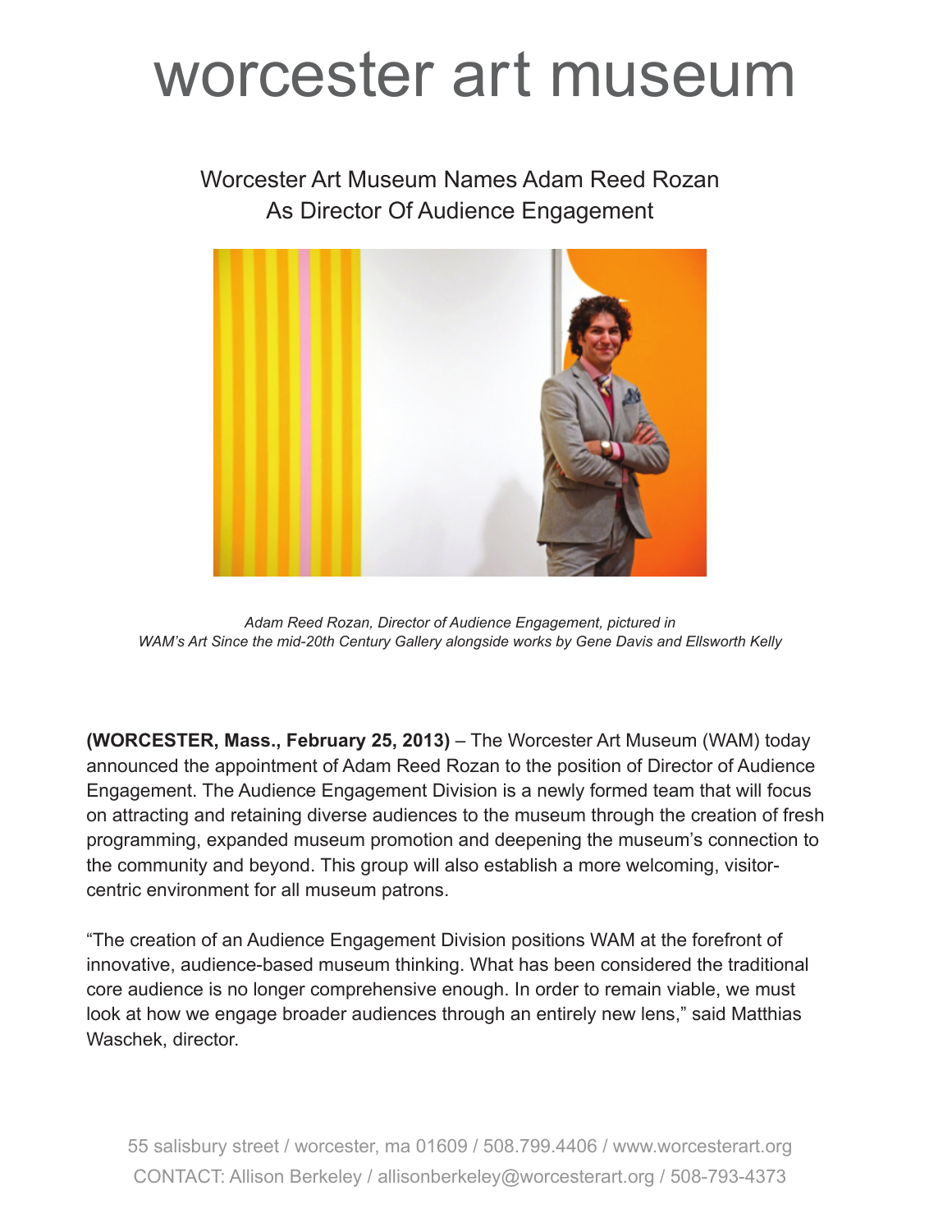# worcester art museum

## Worcester Art Museum Names Adam Reed Rozan As Director Of Audience Engagement

*Adam Reed Rozan, Director of Audience Engagement, pictured in WAM's Art Since the mid-20th Century Gallery alongside works by Gene Davis and Ellsworth Kelly*

**(WORCESTER, Mass., February 25, 2013)** – The Worcester Art Museum (WAM) today announced the appointment of Adam Reed Rozan to the position of Director of Audience Engagement. The Audience Engagement Division is a newly formed team that will focus on attracting and retaining diverse audiences to the museum through the creation of fresh programming, expanded museum promotion and deepening the museum's connection to the community and beyond. This group will also establish a more welcoming, visitor-centric environment for all museum patrons.

"The creation of an Audience Engagement Division positions WAM at the forefront of innovative, audience-based museum thinking. What has been considered the traditional core audience is no longer comprehensive enough. In order to remain viable, we must look at how we engage broader audiences through an entirely new lens," said Matthias Waschek, director.

55 salisbury street / worcester, ma 01609 / 508.799.4406 / www.worcesterart.org
CONTACT: Allison Berkeley / allisonberkeley@worcesterart.org / 508-793-4373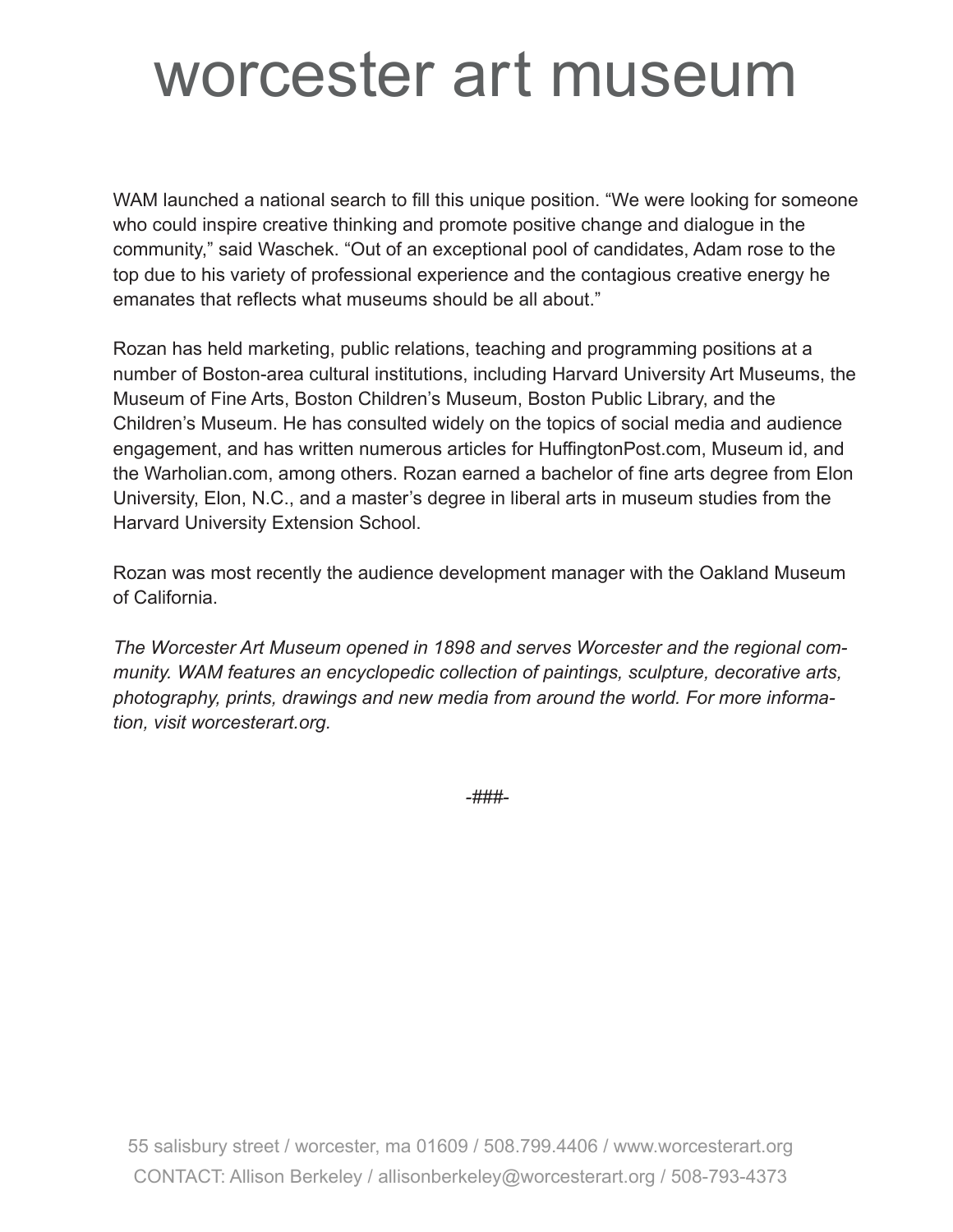WAM launched a national search to fill this unique position. “We were looking for someone who could inspire creative thinking and promote positive change and dialogue in the community,” said Waschek. “Out of an exceptional pool of candidates, Adam rose to the top due to his variety of professional experience and the contagious creative energy he emanates that reflects what museums should be all about.”

Rozan has held marketing, public relations, teaching and programming positions at a number of Boston-area cultural institutions, including Harvard University Art Museums, the Museum of Fine Arts, Boston Children’s Museum, Boston Public Library, and the Children’s Museum. He has consulted widely on the topics of social media and audience engagement, and has written numerous articles for HuffingtonPost.com, Museum id, and the Warholian.com, among others. Rozan earned a bachelor of fine arts degree from Elon University, Elon, N.C., and a master’s degree in liberal arts in museum studies from the Harvard University Extension School.

Rozan was most recently the audience development manager with the Oakland Museum of California.

*The Worcester Art Museum opened in 1898 and serves Worcester and the regional community. WAM features an encyclopedic collection of paintings, sculpture, decorative arts, photography, prints, drawings and new media from around the world. For more information, visit worcesterart.org.*

-###-